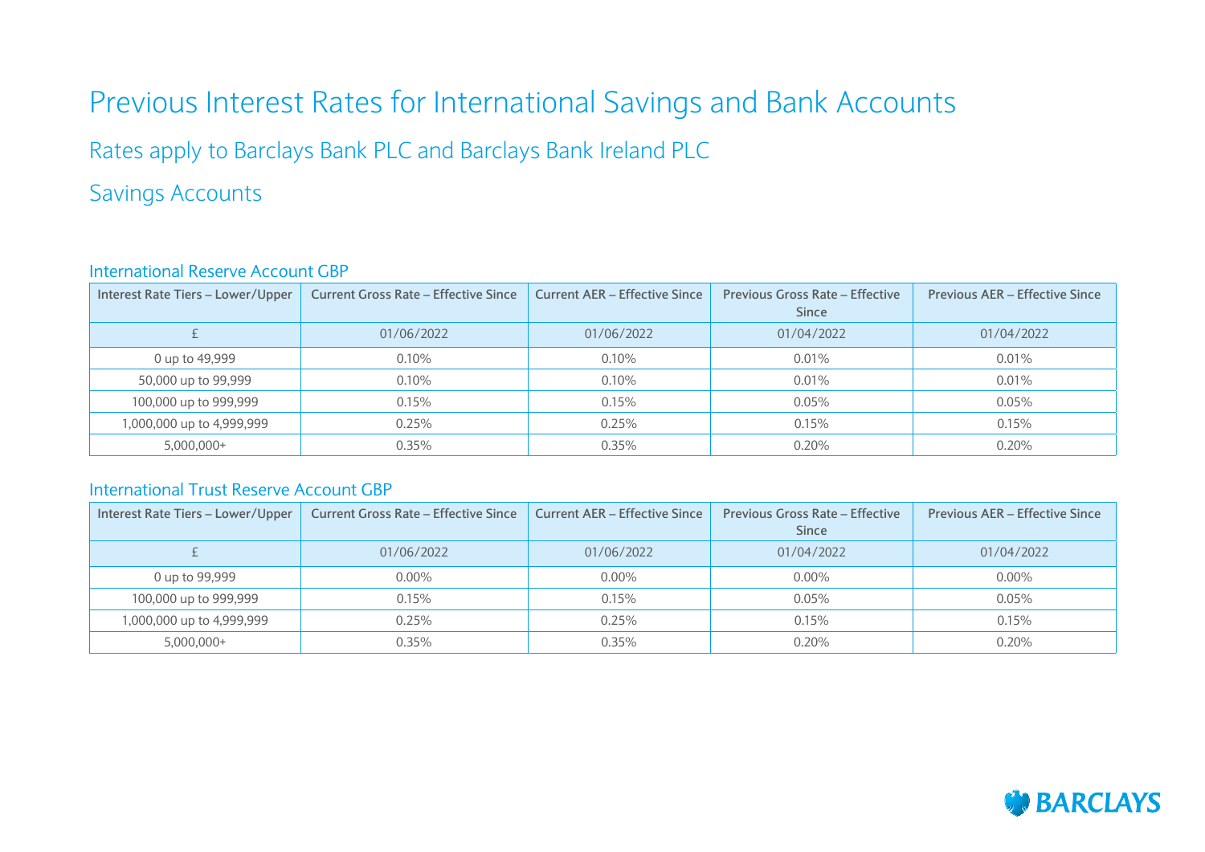# Previous Interest Rates for International Savings and Bank Accounts

## Rates apply to Barclays Bank PLC and Barclays Bank Ireland PLC

## Savings Accounts

### International Reserve Account GBP

| Interest Rate Tiers – Lower/Upper | Current Gross Rate – Effective Since | Current AER – Effective Since | Previous Gross Rate – Effective Since | Previous AER – Effective Since |
|---|---|---|---|---|
| £ | 01/06/2022 | 01/06/2022 | 01/04/2022 | 01/04/2022 |
| 0 up to 49,999 | 0.10% | 0.10% | 0.01% | 0.01% |
| 50,000 up to 99,999 | 0.10% | 0.10% | 0.01% | 0.01% |
| 100,000 up to 999,999 | 0.15% | 0.15% | 0.05% | 0.05% |
| 1,000,000 up to 4,999,999 | 0.25% | 0.25% | 0.15% | 0.15% |
| 5,000,000+ | 0.35% | 0.35% | 0.20% | 0.20% |

### International Trust Reserve Account GBP

| Interest Rate Tiers – Lower/Upper | Current Gross Rate – Effective Since | Current AER – Effective Since | Previous Gross Rate – Effective Since | Previous AER – Effective Since |
|---|---|---|---|---|
| £ | 01/06/2022 | 01/06/2022 | 01/04/2022 | 01/04/2022 |
| 0 up to 99,999 | 0.00% | 0.00% | 0.00% | 0.00% |
| 100,000 up to 999,999 | 0.15% | 0.15% | 0.05% | 0.05% |
| 1,000,000 up to 4,999,999 | 0.25% | 0.25% | 0.15% | 0.15% |
| 5,000,000+ | 0.35% | 0.35% | 0.20% | 0.20% |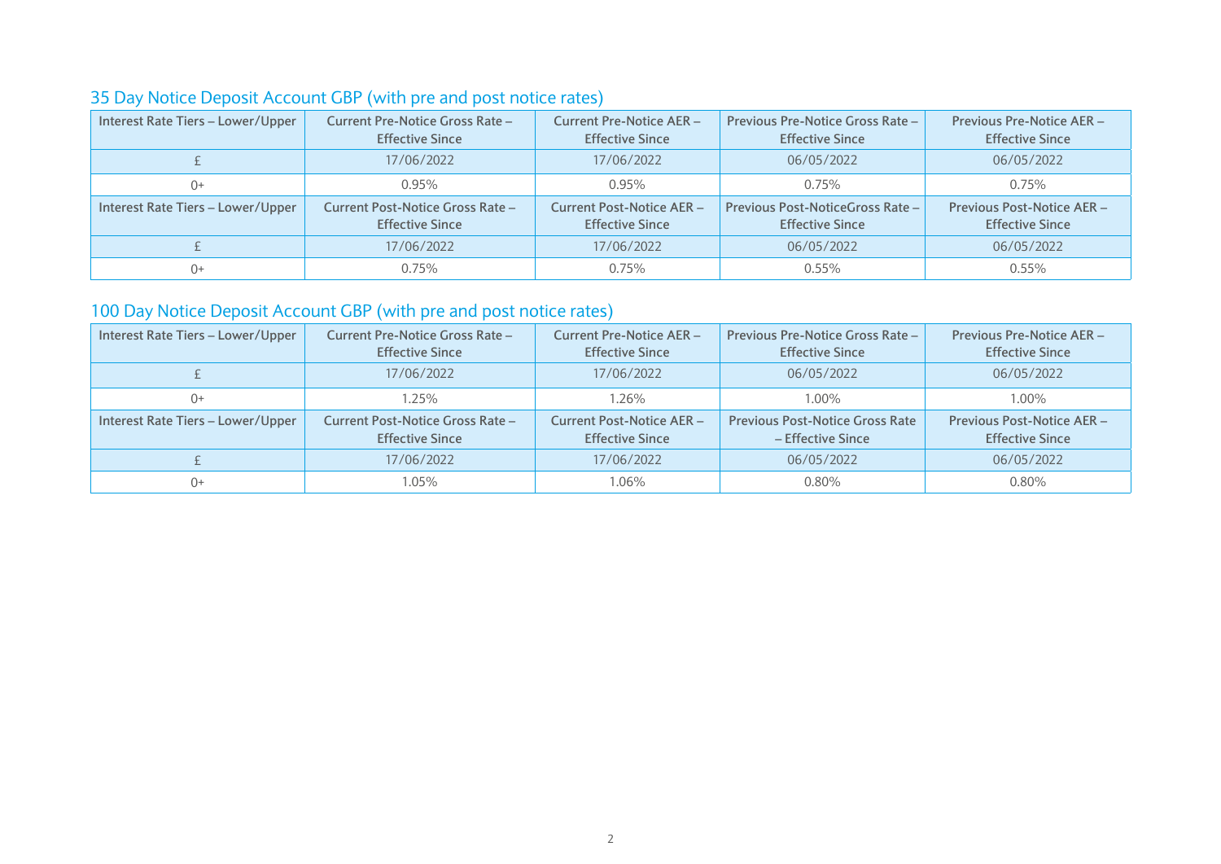## 35 Day Notice Deposit Account GBP (with pre and post notice rates)

| Interest Rate Tiers – Lower/Upper | Current Pre-Notice Gross Rate – Effective Since | Current Pre-Notice AER – Effective Since | Previous Pre-Notice Gross Rate – Effective Since | Previous Pre-Notice AER – Effective Since |
|---|---|---|---|---|
| £ | 17/06/2022 | 17/06/2022 | 06/05/2022 | 06/05/2022 |
| 0+ | 0.95% | 0.95% | 0.75% | 0.75% |
| **Interest Rate Tiers – Lower/Upper** | **Current Post-Notice Gross Rate – Effective Since** | **Current Post-Notice AER – Effective Since** | **Previous Post-NoticeGross Rate – Effective Since** | **Previous Post-Notice AER – Effective Since** |
| £ | 17/06/2022 | 17/06/2022 | 06/05/2022 | 06/05/2022 |
| 0+ | 0.75% | 0.75% | 0.55% | 0.55% |

## 100 Day Notice Deposit Account GBP (with pre and post notice rates)

| Interest Rate Tiers – Lower/Upper | Current Pre-Notice Gross Rate – Effective Since | Current Pre-Notice AER – Effective Since | Previous Pre-Notice Gross Rate – Effective Since | Previous Pre-Notice AER – Effective Since |
|---|---|---|---|---|
| £ | 17/06/2022 | 17/06/2022 | 06/05/2022 | 06/05/2022 |
| 0+ | 1.25% | 1.26% | 1.00% | 1.00% |
| **Interest Rate Tiers – Lower/Upper** | **Current Post-Notice Gross Rate – Effective Since** | **Current Post-Notice AER – Effective Since** | **Previous Post-Notice Gross Rate – Effective Since** | **Previous Post-Notice AER – Effective Since** |
| £ | 17/06/2022 | 17/06/2022 | 06/05/2022 | 06/05/2022 |
| 0+ | 1.05% | 1.06% | 0.80% | 0.80% |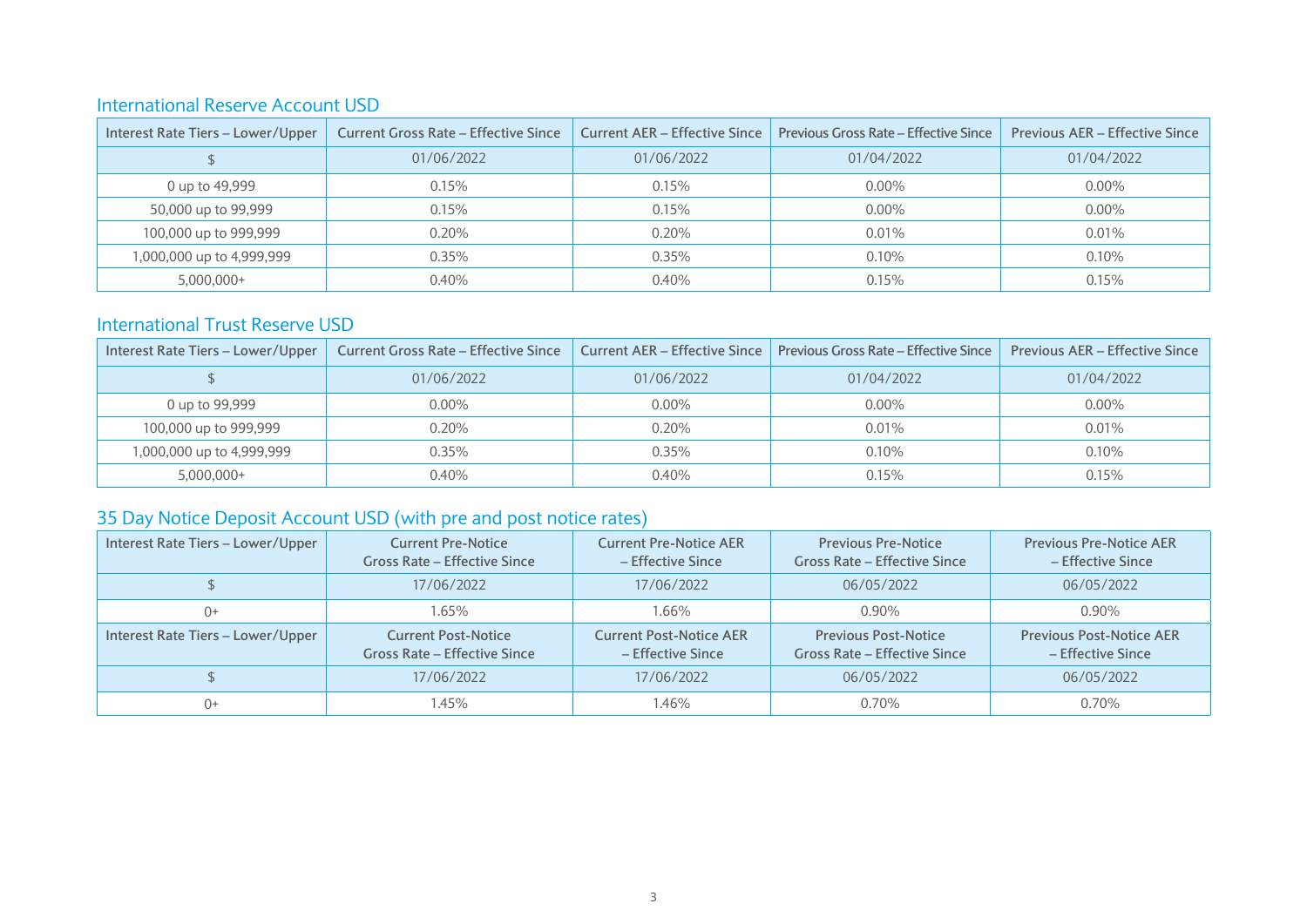## International Reserve Account USD

| Interest Rate Tiers – Lower/Upper | Current Gross Rate – Effective Since | Current AER – Effective Since | Previous Gross Rate – Effective Since | Previous AER – Effective Since |
|---|---|---|---|---|
| $ | 01/06/2022 | 01/06/2022 | 01/04/2022 | 01/04/2022 |
| 0 up to 49,999 | 0.15% | 0.15% | 0.00% | 0.00% |
| 50,000 up to 99,999 | 0.15% | 0.15% | 0.00% | 0.00% |
| 100,000 up to 999,999 | 0.20% | 0.20% | 0.01% | 0.01% |
| 1,000,000 up to 4,999,999 | 0.35% | 0.35% | 0.10% | 0.10% |
| 5,000,000+ | 0.40% | 0.40% | 0.15% | 0.15% |

## International Trust Reserve USD

| Interest Rate Tiers – Lower/Upper | Current Gross Rate – Effective Since | Current AER – Effective Since | Previous Gross Rate – Effective Since | Previous AER – Effective Since |
|---|---|---|---|---|
| $ | 01/06/2022 | 01/06/2022 | 01/04/2022 | 01/04/2022 |
| 0 up to 99,999 | 0.00% | 0.00% | 0.00% | 0.00% |
| 100,000 up to 999,999 | 0.20% | 0.20% | 0.01% | 0.01% |
| 1,000,000 up to 4,999,999 | 0.35% | 0.35% | 0.10% | 0.10% |
| 5,000,000+ | 0.40% | 0.40% | 0.15% | 0.15% |

## 35 Day Notice Deposit Account USD (with pre and post notice rates)

| Interest Rate Tiers – Lower/Upper | Current Pre-Notice Gross Rate – Effective Since | Current Pre-Notice AER – Effective Since | Previous Pre-Notice Gross Rate – Effective Since | Previous Pre-Notice AER – Effective Since |
|---|---|---|---|---|
| $ | 17/06/2022 | 17/06/2022 | 06/05/2022 | 06/05/2022 |
| 0+ | 1.65% | 1.66% | 0.90% | 0.90% |
| **Interest Rate Tiers – Lower/Upper** | **Current Post-Notice Gross Rate – Effective Since** | **Current Post-Notice AER – Effective Since** | **Previous Post-Notice Gross Rate – Effective Since** | **Previous Post-Notice AER – Effective Since** |
| $ | 17/06/2022 | 17/06/2022 | 06/05/2022 | 06/05/2022 |
| 0+ | 1.45% | 1.46% | 0.70% | 0.70% |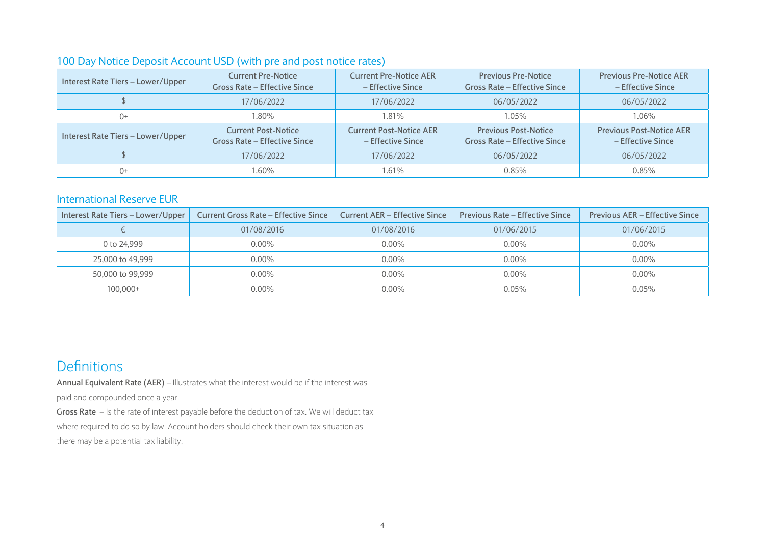## 100 Day Notice Deposit Account USD (with pre and post notice rates)

| Interest Rate Tiers – Lower/Upper | Current Pre-Notice Gross Rate – Effective Since | Current Pre-Notice AER – Effective Since | Previous Pre-Notice Gross Rate – Effective Since | Previous Pre-Notice AER – Effective Since |
|---|---|---|---|---|
| $ | 17/06/2022 | 17/06/2022 | 06/05/2022 | 06/05/2022 |
| 0+ | 1.80% | 1.81% | 1.05% | 1.06% |
| **Interest Rate Tiers – Lower/Upper** | **Current Post-Notice Gross Rate – Effective Since** | **Current Post-Notice AER – Effective Since** | **Previous Post-Notice Gross Rate – Effective Since** | **Previous Post-Notice AER – Effective Since** |
| $ | 17/06/2022 | 17/06/2022 | 06/05/2022 | 06/05/2022 |
| 0+ | 1.60% | 1.61% | 0.85% | 0.85% |

## International Reserve EUR

| Interest Rate Tiers – Lower/Upper | Current Gross Rate – Effective Since | Current AER – Effective Since | Previous Rate – Effective Since | Previous AER – Effective Since |
|---|---|---|---|---|
| € | 01/08/2016 | 01/08/2016 | 01/06/2015 | 01/06/2015 |
| 0 to 24,999 | 0.00% | 0.00% | 0.00% | 0.00% |
| 25,000 to 49,999 | 0.00% | 0.00% | 0.00% | 0.00% |
| 50,000 to 99,999 | 0.00% | 0.00% | 0.00% | 0.00% |
| 100,000+ | 0.00% | 0.00% | 0.05% | 0.05% |

# Definitions

**Annual Equivalent Rate (AER)** – Illustrates what the interest would be if the interest was paid and compounded once a year.

**Gross Rate** – Is the rate of interest payable before the deduction of tax. We will deduct tax where required to do so by law. Account holders should check their own tax situation as there may be a potential tax liability.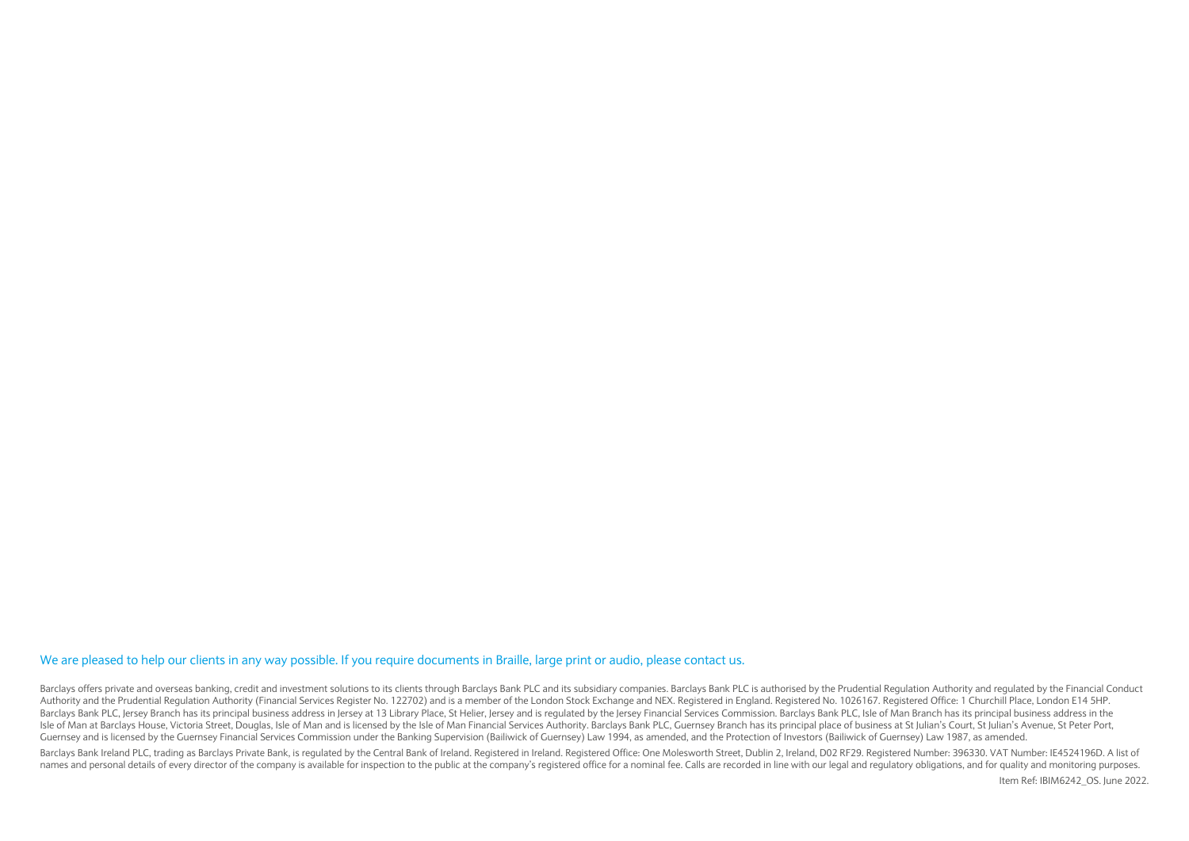We are pleased to help our clients in any way possible. If you require documents in Braille, large print or audio, please contact us.

Barclays offers private and overseas banking, credit and investment solutions to its clients through Barclays Bank PLC and its subsidiary companies. Barclays Bank PLC is authorised by the Prudential Regulation Authority and regulated by the Financial Conduct Authority and the Prudential Regulation Authority (Financial Services Register No. 122702) and is a member of the London Stock Exchange and NEX. Registered in England. Registered No. 1026167. Registered Office: 1 Churchill Place, London E14 5HP. Barclays Bank PLC, Jersey Branch has its principal business address in Jersey at 13 Library Place, St Helier, Jersey and is regulated by the Jersey Financial Services Commission. Barclays Bank PLC, Isle of Man Branch has its principal business address in the Isle of Man at Barclays House, Victoria Street, Douglas, Isle of Man and is licensed by the Isle of Man Financial Services Authority. Barclays Bank PLC, Guernsey Branch has its principal place of business at St Julian's Court, St Julian's Avenue, St Peter Port, Guernsey and is licensed by the Guernsey Financial Services Commission under the Banking Supervision (Bailiwick of Guernsey) Law 1994, as amended, and the Protection of Investors (Bailiwick of Guernsey) Law 1987, as amended.

Barclays Bank Ireland PLC, trading as Barclays Private Bank, is regulated by the Central Bank of Ireland. Registered in Ireland. Registered Office: One Molesworth Street, Dublin 2, Ireland, D02 RF29. Registered Number: 396330. VAT Number: IE4524196D. A list of names and personal details of every director of the company is available for inspection to the public at the company's registered office for a nominal fee. Calls are recorded in line with our legal and regulatory obligations, and for quality and monitoring purposes.

Item Ref: IBIM6242_OS. June 2022.